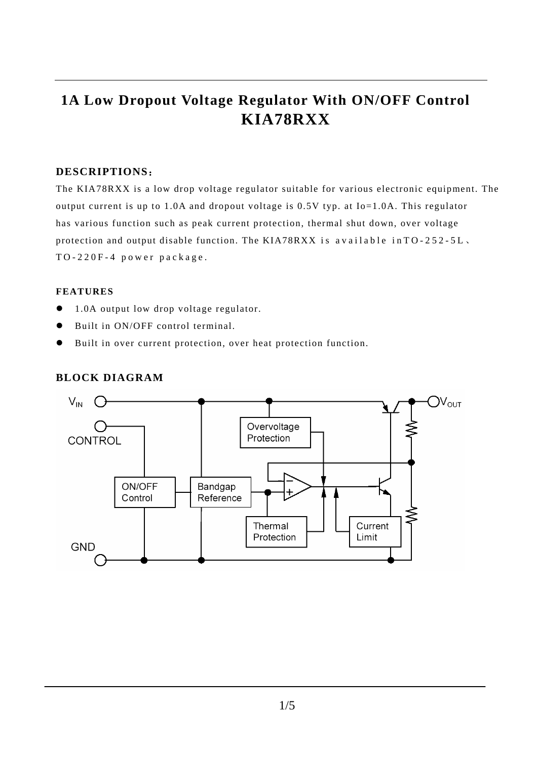# 1A Low Dropout Voltage Regulator With ON/OFF Control
# KIA78RXX

## DESCRIPTIONS：

The KIA78RXX is a low drop voltage regulator suitable for various electronic equipment. The output current is up to 1.0A and dropout voltage is 0.5V typ. at Io=1.0A. This regulator has various function such as peak current protection, thermal shut down, over voltage protection and output disable function. The KIA78RXX is available inTO-252-5L、TO-220F-4 power package.

### FEATURES

- 1.0A output low drop voltage regulator.
- Built in ON/OFF control terminal.
- Built in over current protection, over heat protection function.

## BLOCK DIAGRAM

$V_{IN}$ CONTROL GND $V_{OUT}$

ON/OFF Control | Bandgap Reference | Overvoltage Protection | Thermal Protection | Current Limit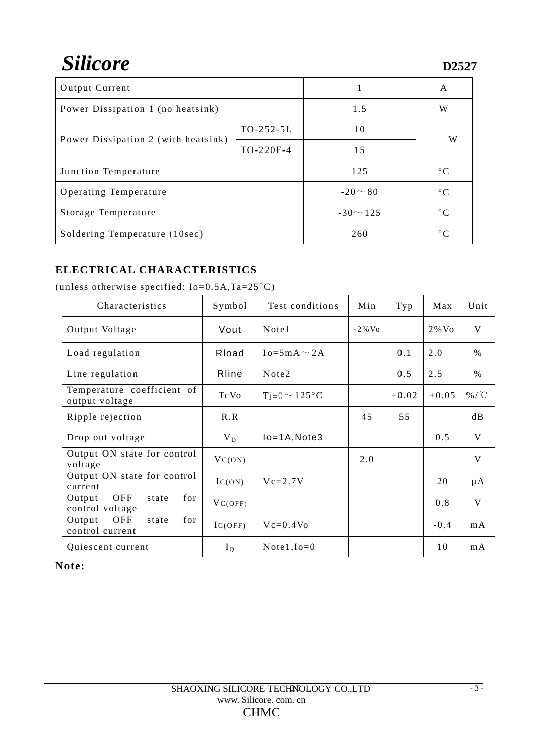| Output Current | | 1 | A |
|---|---|---|---|
| Power Dissipation 1 (no heatsink) | | 1.5 | W |
| Power Dissipation 2 (with heatsink) | TO-252-5L | 10 | W |
| | TO-220F-4 | 15 | |
| Junction Temperature | | 125 | °C |
| Operating Temperature | | -20～80 | °C |
| Storage Temperature | | -30～125 | °C |
| Soldering Temperature (10sec) | | 260 | °C |

## ELECTRICAL CHARACTERISTICS

(unless otherwise specified: Io=0.5A,Ta=25°C)

| Characteristics | Symbol | Test conditions | Min | Typ | Max | Unit |
|---|---|---|---|---|---|---|
| Output Voltage | Vout | Note1 | -2%Vo | | 2%Vo | V |
| Load regulation | Rload | Io=5mA～2A | | 0.1 | 2.0 | % |
| Line regulation | Rline | Note2 | | 0.5 | 2.5 | % |
| Temperature coefficient of output voltage | TcVo | Tj=0～125°C | | ±0.02 | ±0.05 | %/℃ |
| Ripple rejection | R.R | | 45 | 55 | | dB |
| Drop out voltage | $V_D$ | Io=1A,Note3 | | | 0.5 | V |
| Output ON state for control voltage | $V_{C(ON)}$ | | 2.0 | | | V |
| Output ON state for control current | $I_{C(ON)}$ | Vc=2.7V | | | 20 | μA |
| Output OFF state for control voltage | $V_{C(OFF)}$ | | | | 0.8 | V |
| Output OFF state for control current | $I_{C(OFF)}$ | Vc=0.4Vo | | | -0.4 | mA |
| Quiescent current | $I_Q$ | Note1,Io=0 | | | 10 | mA |

**Note:**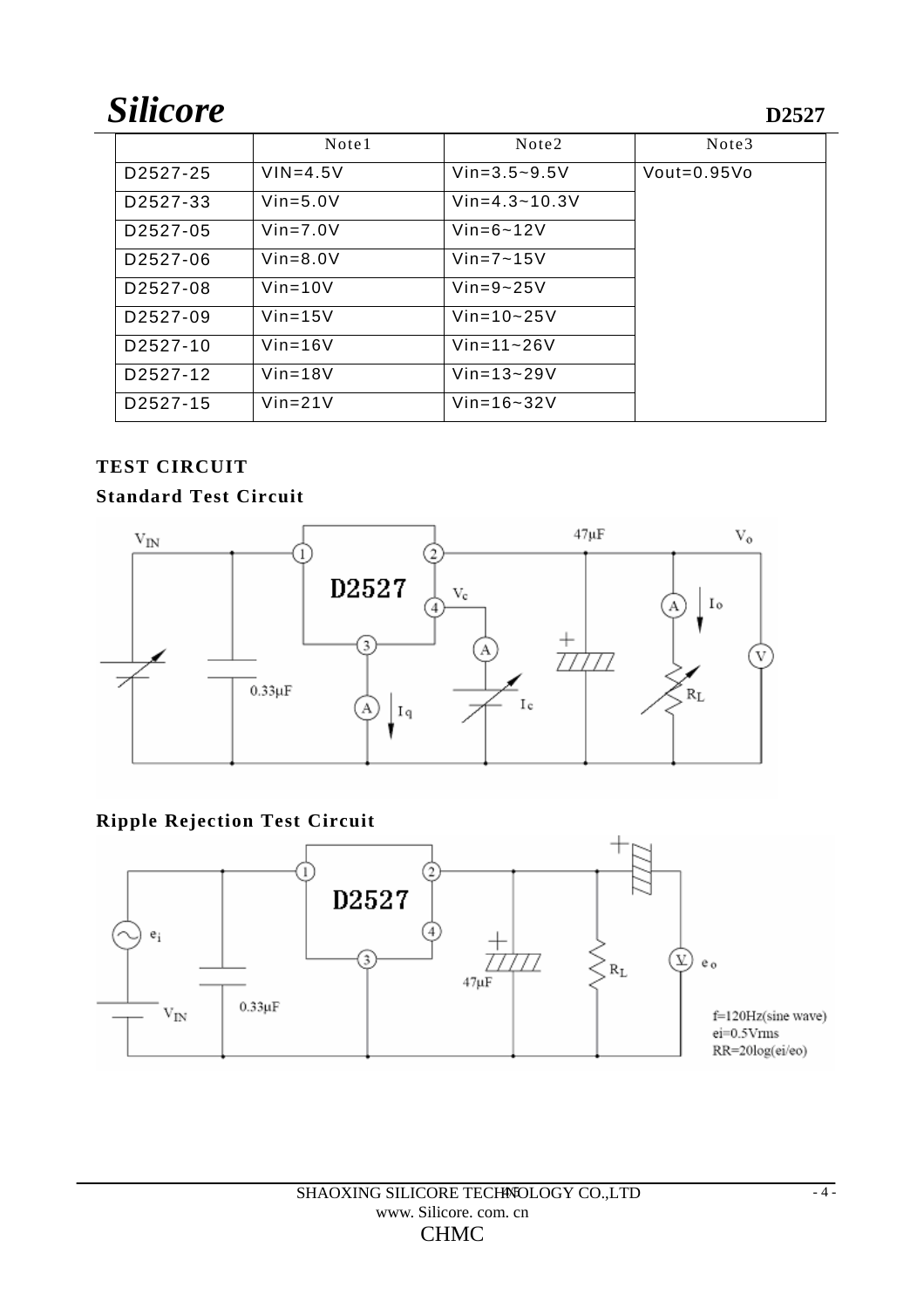|  | Note1 | Note2 | Note3 |
|---|---|---|---|
| D2527-25 | VIN=4.5V | Vin=3.5~9.5V | Vout=0.95Vo |
| D2527-33 | Vin=5.0V | Vin=4.3~10.3V |  |
| D2527-05 | Vin=7.0V | Vin=6~12V |  |
| D2527-06 | Vin=8.0V | Vin=7~15V |  |
| D2527-08 | Vin=10V | Vin=9~25V |  |
| D2527-09 | Vin=15V | Vin=10~25V |  |
| D2527-10 | Vin=16V | Vin=11~26V |  |
| D2527-12 | Vin=18V | Vin=13~29V |  |
| D2527-15 | Vin=21V | Vin=16~32V |  |

## TEST CIRCUIT

### Standard Test Circuit

### Ripple Rejection Test Circuit

f=120Hz(sine wave)
ei=0.5Vrms
RR=20log(ei/eo)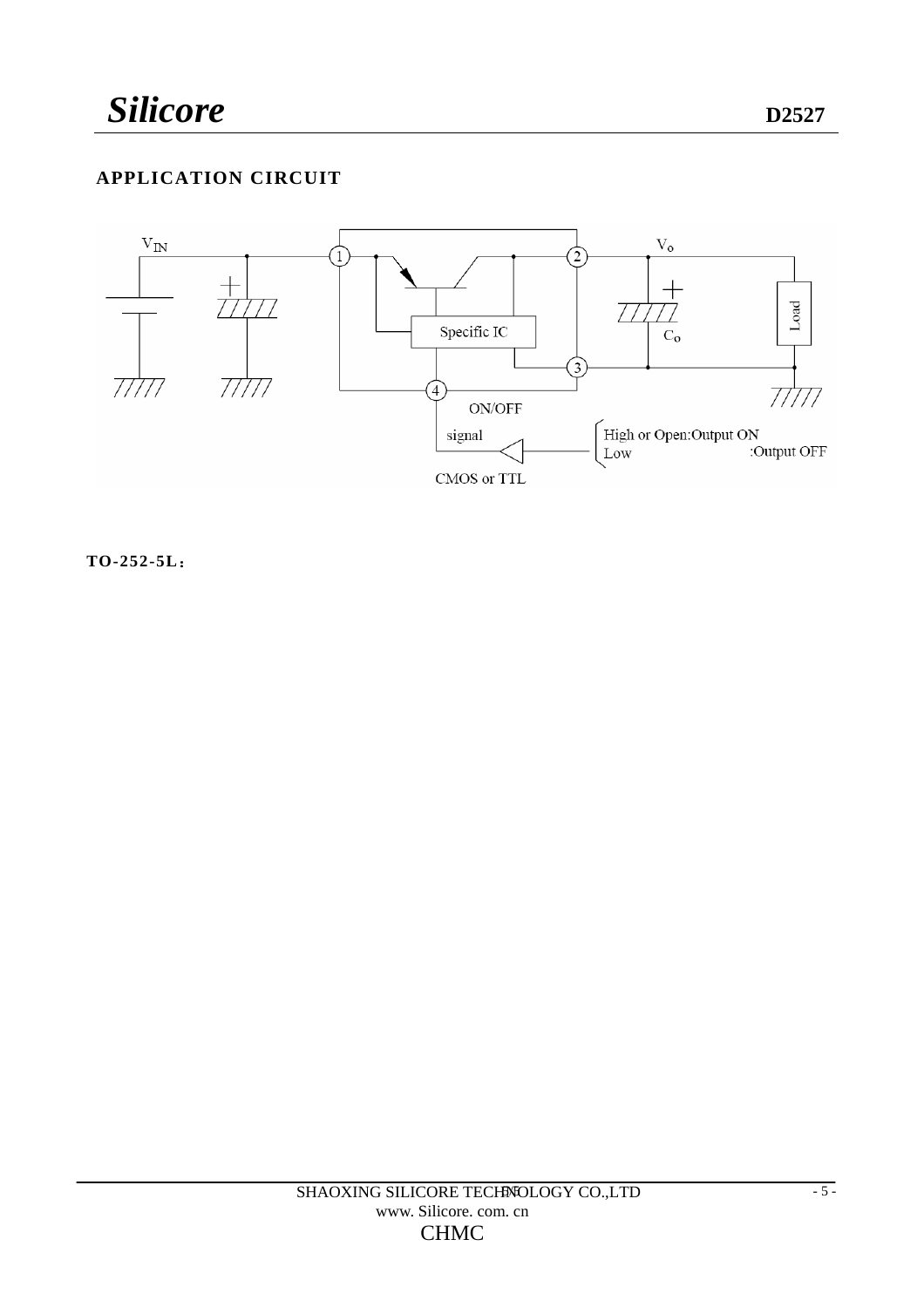## APPLICATION CIRCUIT

$V_{IN}$

$V_o$

Specific IC

$C_o$

Load

ON/OFF

signal

CMOS or TTL

High or Open:Output ON
Low :Output OFF

**TO-252-5L：**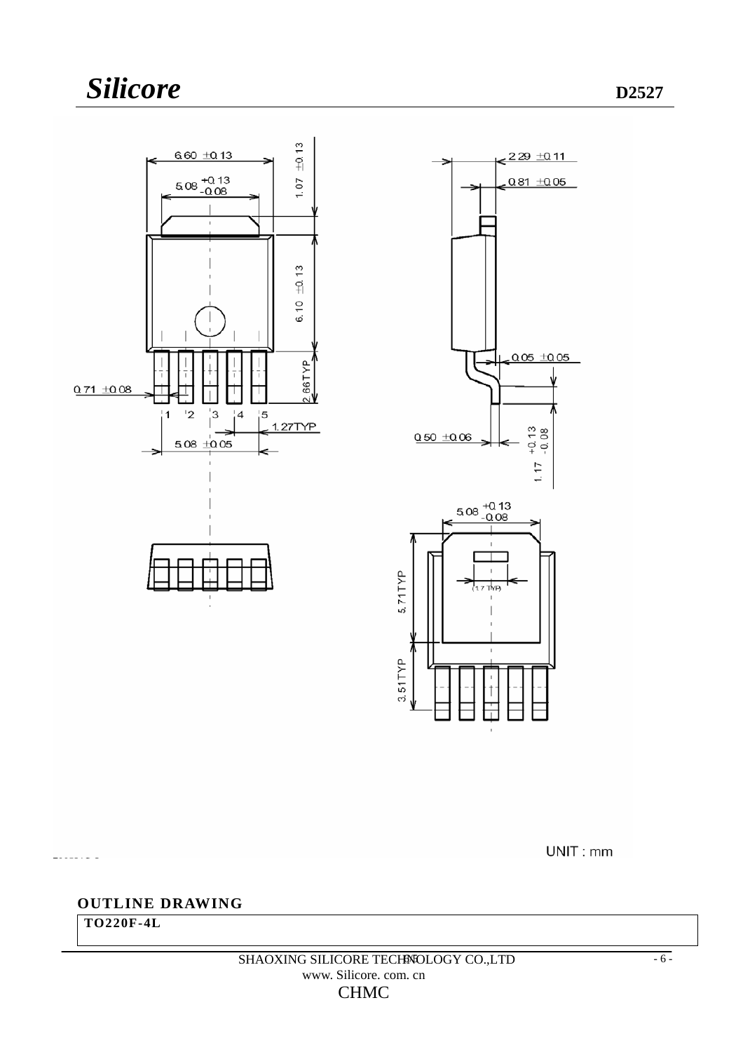UNIT : mm

## OUTLINE DRAWING

**TO220F-4L**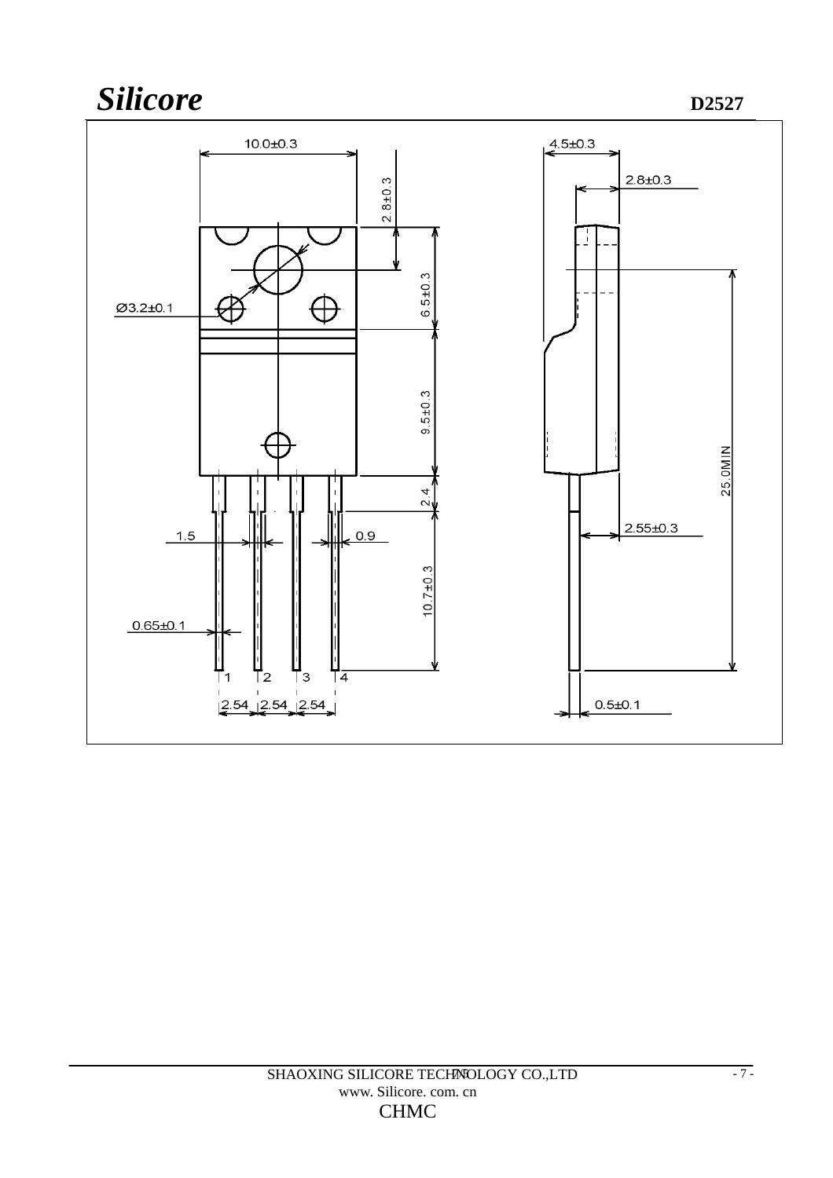10.0±0.3

2.8±0.3

6.5±0.3

Ø3.2±0.1

9.5±0.3

2.4

1.5

0.9

10.7±0.3

0.65±0.1

1 2 3 4

2.54 2.54 2.54

4.5±0.3

2.8±0.3

25.0MIN

2.55±0.3

0.5±0.1